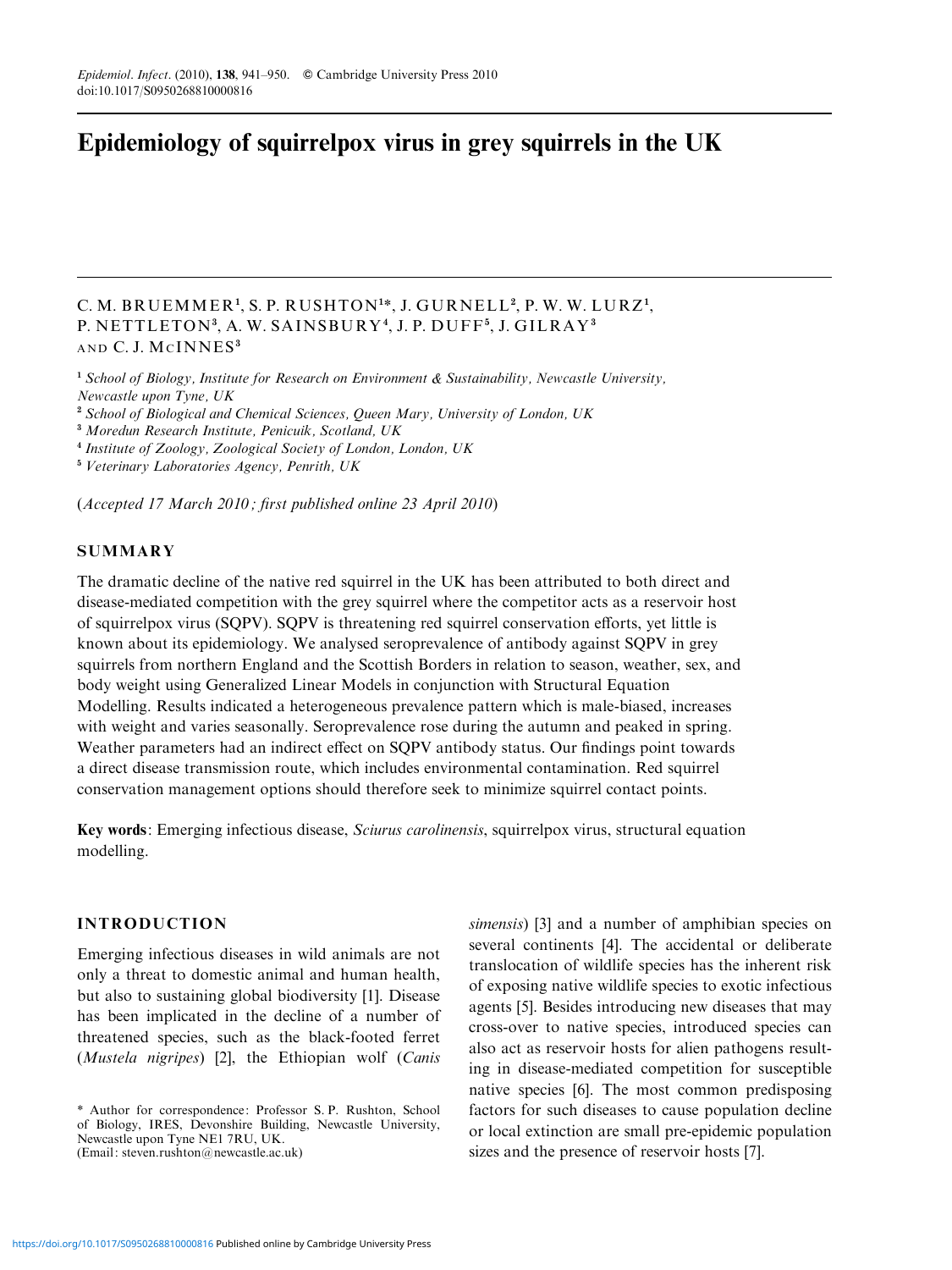# Epidemiology of squirrelpox virus in grey squirrels in the UK

C. M. BRUEMMER[1], S. P. RUSHTON[1]*, J. GURNELL[2], P. W. W. LURZ[1], P. NETTLETON[3], A. W. SAINSBURY[4], J. P. DUFF[5], J. GILRAY[3] AND C. J. McINNES[3]

[1] *School of Biology, Institute for Research on Environment & Sustainability, Newcastle University, Newcastle upon Tyne, UK*
[2] *School of Biological and Chemical Sciences, Queen Mary, University of London, UK*
[3] *Moredun Research Institute, Penicuik, Scotland, UK*
[4] *Institute of Zoology, Zoological Society of London, London, UK*
[5] *Veterinary Laboratories Agency, Penrith, UK*

(*Accepted 17 March 2010; first published online 23 April 2010*)

## SUMMARY

The dramatic decline of the native red squirrel in the UK has been attributed to both direct and disease-mediated competition with the grey squirrel where the competitor acts as a reservoir host of squirrelpox virus (SQPV). SQPV is threatening red squirrel conservation efforts, yet little is known about its epidemiology. We analysed seroprevalence of antibody against SQPV in grey squirrels from northern England and the Scottish Borders in relation to season, weather, sex, and body weight using Generalized Linear Models in conjunction with Structural Equation Modelling. Results indicated a heterogeneous prevalence pattern which is male-biased, increases with weight and varies seasonally. Seroprevalence rose during the autumn and peaked in spring. Weather parameters had an indirect effect on SQPV antibody status. Our findings point towards a direct disease transmission route, which includes environmental contamination. Red squirrel conservation management options should therefore seek to minimize squirrel contact points.

**Key words**: Emerging infectious disease, *Sciurus carolinensis*, squirrelpox virus, structural equation modelling.

## INTRODUCTION

Emerging infectious diseases in wild animals are not only a threat to domestic animal and human health, but also to sustaining global biodiversity [1]. Disease has been implicated in the decline of a number of threatened species, such as the black-footed ferret (*Mustela nigripes*) [2], the Ethiopian wolf (*Canis simensis*) [3] and a number of amphibian species on several continents [4]. The accidental or deliberate translocation of wildlife species has the inherent risk of exposing native wildlife species to exotic infectious agents [5]. Besides introducing new diseases that may cross-over to native species, introduced species can also act as reservoir hosts for alien pathogens resulting in disease-mediated competition for susceptible native species [6]. The most common predisposing factors for such diseases to cause population decline or local extinction are small pre-epidemic population sizes and the presence of reservoir hosts [7].

\* Author for correspondence: Professor S. P. Rushton, School of Biology, IRES, Devonshire Building, Newcastle University, Newcastle upon Tyne NE1 7RU, UK.
(Email: steven.rushton@newcastle.ac.uk)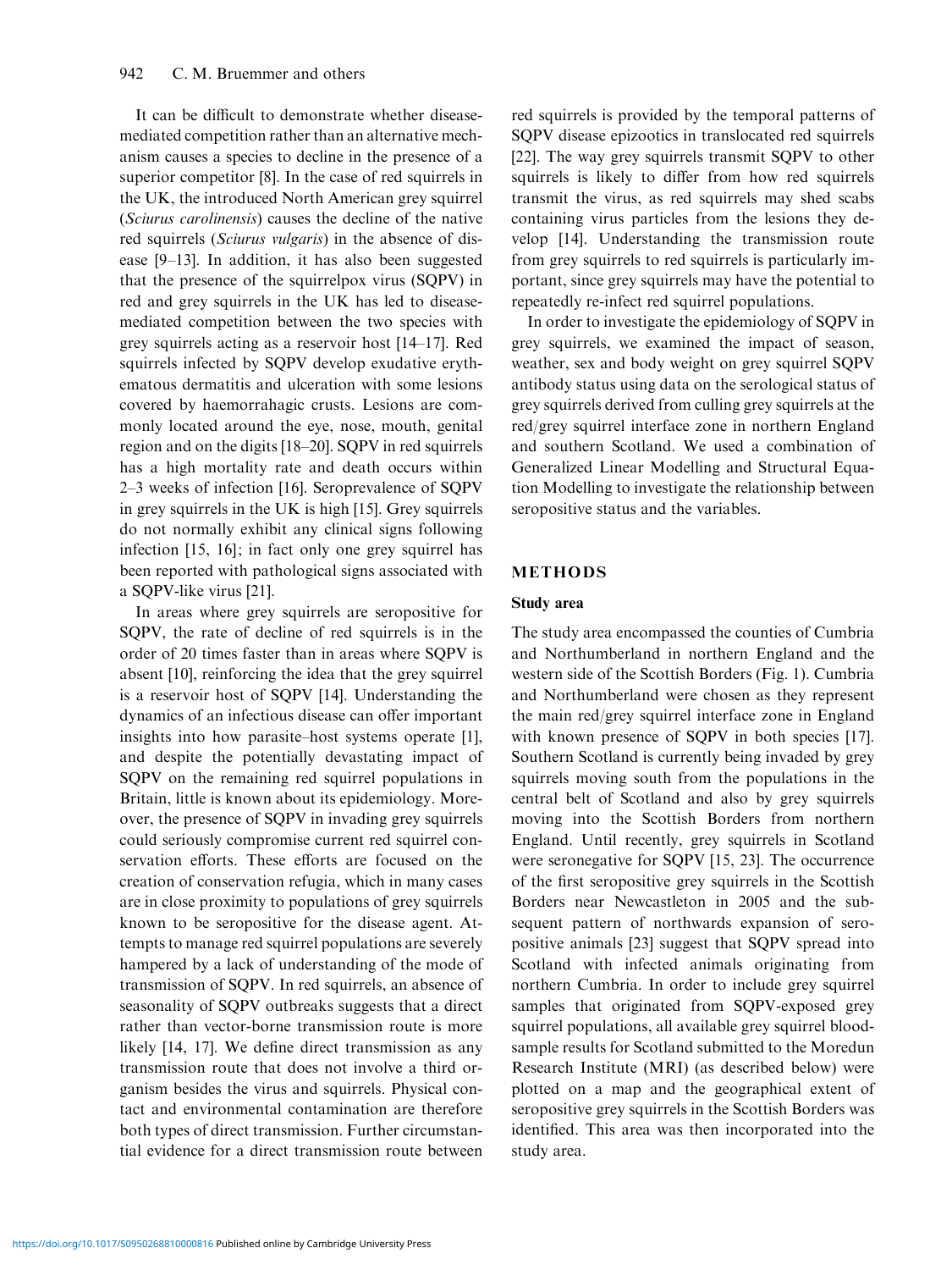It can be difficult to demonstrate whether disease-mediated competition rather than an alternative mechanism causes a species to decline in the presence of a superior competitor [8]. In the case of red squirrels in the UK, the introduced North American grey squirrel (*Sciurus carolinensis*) causes the decline of the native red squirrels (*Sciurus vulgaris*) in the absence of disease [9–13]. In addition, it has also been suggested that the presence of the squirrelpox virus (SQPV) in red and grey squirrels in the UK has led to disease-mediated competition between the two species with grey squirrels acting as a reservoir host [14–17]. Red squirrels infected by SQPV develop exudative erythematous dermatitis and ulceration with some lesions covered by haemorrahagic crusts. Lesions are commonly located around the eye, nose, mouth, genital region and on the digits [18–20]. SQPV in red squirrels has a high mortality rate and death occurs within 2–3 weeks of infection [16]. Seroprevalence of SQPV in grey squirrels in the UK is high [15]. Grey squirrels do not normally exhibit any clinical signs following infection [15, 16]; in fact only one grey squirrel has been reported with pathological signs associated with a SQPV-like virus [21].

In areas where grey squirrels are seropositive for SQPV, the rate of decline of red squirrels is in the order of 20 times faster than in areas where SQPV is absent [10], reinforcing the idea that the grey squirrel is a reservoir host of SQPV [14]. Understanding the dynamics of an infectious disease can offer important insights into how parasite–host systems operate [1], and despite the potentially devastating impact of SQPV on the remaining red squirrel populations in Britain, little is known about its epidemiology. Moreover, the presence of SQPV in invading grey squirrels could seriously compromise current red squirrel conservation efforts. These efforts are focused on the creation of conservation refugia, which in many cases are in close proximity to populations of grey squirrels known to be seropositive for the disease agent. Attempts to manage red squirrel populations are severely hampered by a lack of understanding of the mode of transmission of SQPV. In red squirrels, an absence of seasonality of SQPV outbreaks suggests that a direct rather than vector-borne transmission route is more likely [14, 17]. We define direct transmission as any transmission route that does not involve a third organism besides the virus and squirrels. Physical contact and environmental contamination are therefore both types of direct transmission. Further circumstantial evidence for a direct transmission route between red squirrels is provided by the temporal patterns of SQPV disease epizootics in translocated red squirrels [22]. The way grey squirrels transmit SQPV to other squirrels is likely to differ from how red squirrels transmit the virus, as red squirrels may shed scabs containing virus particles from the lesions they develop [14]. Understanding the transmission route from grey squirrels to red squirrels is particularly important, since grey squirrels may have the potential to repeatedly re-infect red squirrel populations.

In order to investigate the epidemiology of SQPV in grey squirrels, we examined the impact of season, weather, sex and body weight on grey squirrel SQPV antibody status using data on the serological status of grey squirrels derived from culling grey squirrels at the red/grey squirrel interface zone in northern England and southern Scotland. We used a combination of Generalized Linear Modelling and Structural Equation Modelling to investigate the relationship between seropositive status and the variables.

## METHODS

### Study area

The study area encompassed the counties of Cumbria and Northumberland in northern England and the western side of the Scottish Borders (Fig. 1). Cumbria and Northumberland were chosen as they represent the main red/grey squirrel interface zone in England with known presence of SQPV in both species [17]. Southern Scotland is currently being invaded by grey squirrels moving south from the populations in the central belt of Scotland and also by grey squirrels moving into the Scottish Borders from northern England. Until recently, grey squirrels in Scotland were seronegative for SQPV [15, 23]. The occurrence of the first seropositive grey squirrels in the Scottish Borders near Newcastleton in 2005 and the subsequent pattern of northwards expansion of seropositive animals [23] suggest that SQPV spread into Scotland with infected animals originating from northern Cumbria. In order to include grey squirrel samples that originated from SQPV-exposed grey squirrel populations, all available grey squirrel blood-sample results for Scotland submitted to the Moredun Research Institute (MRI) (as described below) were plotted on a map and the geographical extent of seropositive grey squirrels in the Scottish Borders was identified. This area was then incorporated into the study area.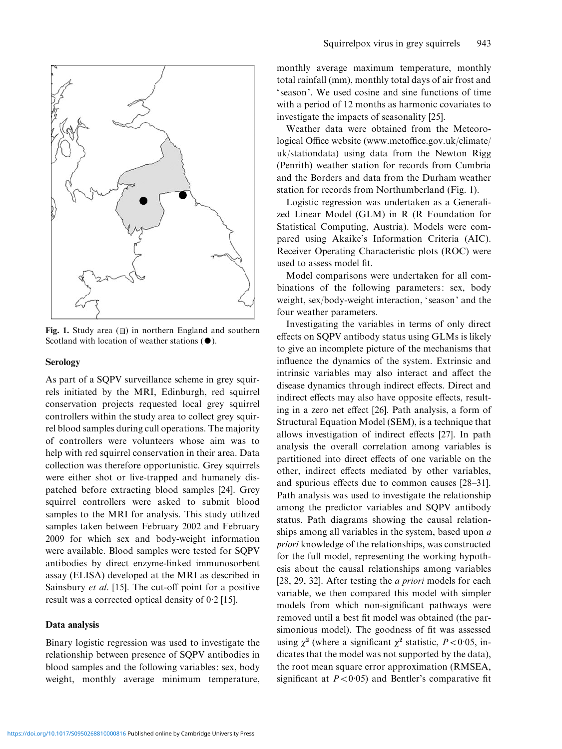Fig. 1. Study area (□) in northern England and southern Scotland with location of weather stations (●).

### Serology

As part of a SQPV surveillance scheme in grey squirrels initiated by the MRI, Edinburgh, red squirrel conservation projects requested local grey squirrel controllers within the study area to collect grey squirrel blood samples during cull operations. The majority of controllers were volunteers whose aim was to help with red squirrel conservation in their area. Data collection was therefore opportunistic. Grey squirrels were either shot or live-trapped and humanely dispatched before extracting blood samples [24]. Grey squirrel controllers were asked to submit blood samples to the MRI for analysis. This study utilized samples taken between February 2002 and February 2009 for which sex and body-weight information were available. Blood samples were tested for SQPV antibodies by direct enzyme-linked immunosorbent assay (ELISA) developed at the MRI as described in Sainsbury *et al.* [15]. The cut-off point for a positive result was a corrected optical density of 0·2 [15].

### Data analysis

Binary logistic regression was used to investigate the relationship between presence of SQPV antibodies in blood samples and the following variables: sex, body weight, monthly average minimum temperature, monthly average maximum temperature, monthly total rainfall (mm), monthly total days of air frost and 'season'. We used cosine and sine functions of time with a period of 12 months as harmonic covariates to investigate the impacts of seasonality [25].

Weather data were obtained from the Meteorological Office website (www.metoffice.gov.uk/climate/uk/stationdata) using data from the Newton Rigg (Penrith) weather station for records from Cumbria and the Borders and data from the Durham weather station for records from Northumberland (Fig. 1).

Logistic regression was undertaken as a Generalized Linear Model (GLM) in R (R Foundation for Statistical Computing, Austria). Models were compared using Akaike's Information Criteria (AIC). Receiver Operating Characteristic plots (ROC) were used to assess model fit.

Model comparisons were undertaken for all combinations of the following parameters: sex, body weight, sex/body-weight interaction, 'season' and the four weather parameters.

Investigating the variables in terms of only direct effects on SQPV antibody status using GLMs is likely to give an incomplete picture of the mechanisms that influence the dynamics of the system. Extrinsic and intrinsic variables may also interact and affect the disease dynamics through indirect effects. Direct and indirect effects may also have opposite effects, resulting in a zero net effect [26]. Path analysis, a form of Structural Equation Model (SEM), is a technique that allows investigation of indirect effects [27]. In path analysis the overall correlation among variables is partitioned into direct effects of one variable on the other, indirect effects mediated by other variables, and spurious effects due to common causes [28–31]. Path analysis was used to investigate the relationship among the predictor variables and SQPV antibody status. Path diagrams showing the causal relationships among all variables in the system, based upon *a priori* knowledge of the relationships, was constructed for the full model, representing the working hypothesis about the causal relationships among variables [28, 29, 32]. After testing the *a priori* models for each variable, we then compared this model with simpler models from which non-significant pathways were removed until a best fit model was obtained (the parsimonious model). The goodness of fit was assessed using $\chi^2$ (where a significant $\chi^2$ statistic, $P<0·05$, indicates that the model was not supported by the data), the root mean square error approximation (RMSEA, significant at $P<0·05$) and Bentler's comparative fit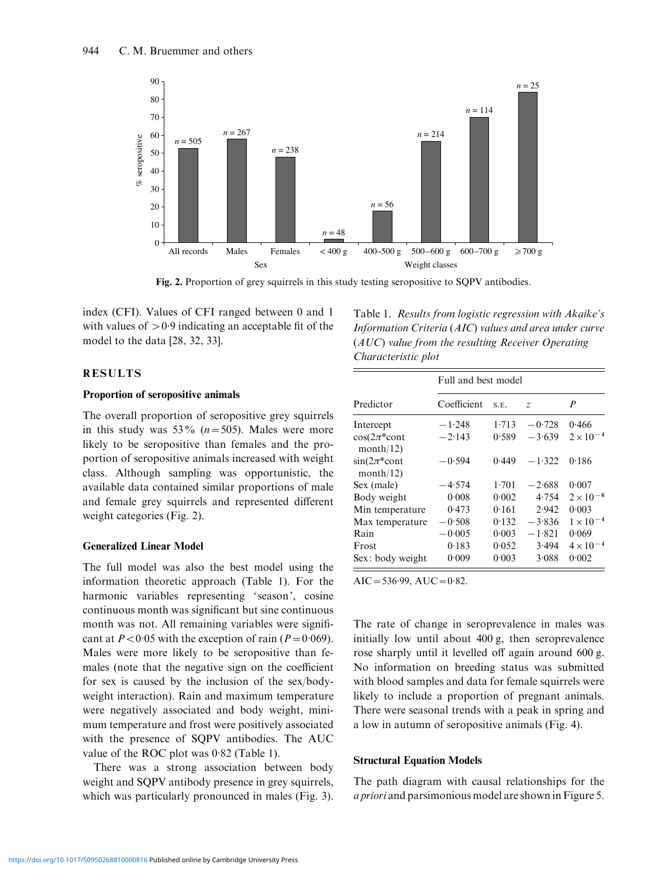Fig. 2. Proportion of grey squirrels in this study testing seropositive to SQPV antibodies.

index (CFI). Values of CFI ranged between 0 and 1 with values of $>0.9$ indicating an acceptable fit of the model to the data [28, 32, 33].

## RESULTS

### Proportion of seropositive animals

The overall proportion of seropositive grey squirrels in this study was 53% ($n = 505$). Males were more likely to be seropositive than females and the proportion of seropositive animals increased with weight class. Although sampling was opportunistic, the available data contained similar proportions of male and female grey squirrels and represented different weight categories (Fig. 2).

### Generalized Linear Model

The full model was also the best model using the information theoretic approach (Table 1). For the harmonic variables representing 'season', cosine continuous month was significant but sine continuous month was not. All remaining variables were significant at $P < 0.05$ with the exception of rain ($P = 0.069$). Males were more likely to be seropositive than females (note that the negative sign on the coefficient for sex is caused by the inclusion of the sex/body-weight interaction). Rain and maximum temperature were negatively associated and body weight, minimum temperature and frost were positively associated with the presence of SQPV antibodies. The AUC value of the ROC plot was 0·82 (Table 1).

There was a strong association between body weight and SQPV antibody presence in grey squirrels, which was particularly pronounced in males (Fig. 3).

Table 1. *Results from logistic regression with Akaike's Information Criteria (AIC) values and area under curve (AUC) value from the resulting Receiver Operating Characteristic plot*

| | Full and best model | | | |
|---|---|---|---|---|
| Predictor | Coefficient | S.E. | $z$ | $P$ |
| Intercept | −1·248 | 1·713 | −0·728 | 0·466 |
| $\cos(2\pi$*cont month/12) | −2·143 | 0·589 | −3·639 | $2 \times 10^{-4}$ |
| $\sin(2\pi$*cont month/12) | −0·594 | 0·449 | −1·322 | 0·186 |
| Sex (male) | −4·574 | 1·701 | −2·688 | 0·007 |
| Body weight | 0·008 | 0·002 | 4·754 | $2 \times 10^{-6}$ |
| Min temperature | 0·473 | 0·161 | 2·942 | 0·003 |
| Max temperature | −0·508 | 0·132 | −3·836 | $1 \times 10^{-4}$ |
| Rain | −0·005 | 0·003 | −1·821 | 0·069 |
| Frost | 0·183 | 0·052 | 3·494 | $4 \times 10^{-4}$ |
| Sex: body weight | 0·009 | 0·003 | 3·088 | 0·002 |

AIC = 536·99, AUC = 0·82.

The rate of change in seroprevalence in males was initially low until about 400 g, then seroprevalence rose sharply until it levelled off again around 600 g. No information on breeding status was submitted with blood samples and data for female squirrels were likely to include a proportion of pregnant animals. There were seasonal trends with a peak in spring and a low in autumn of seropositive animals (Fig. 4).

### Structural Equation Models

The path diagram with causal relationships for the *a priori* and parsimonious model are shown in Figure 5.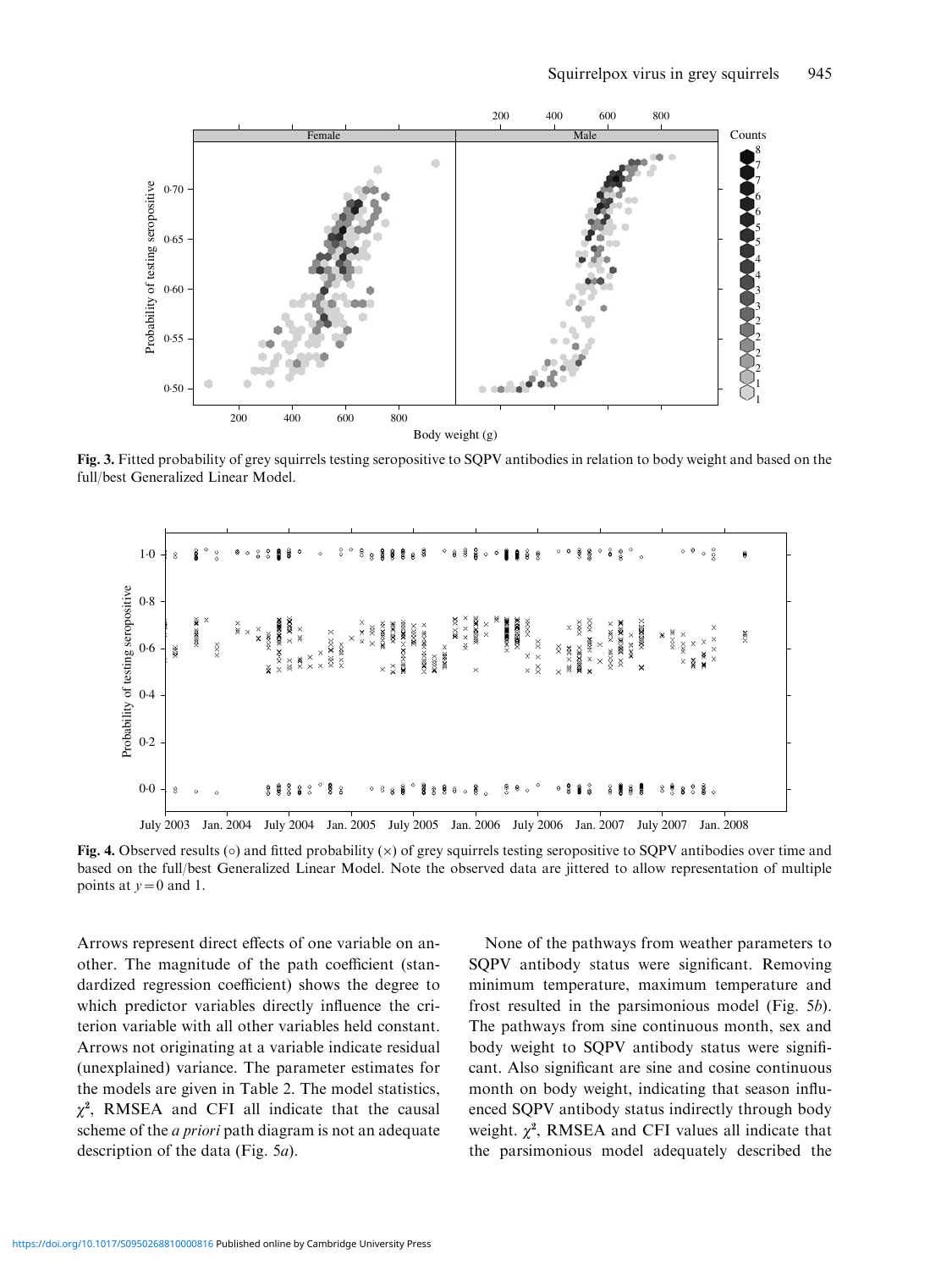Fig. 3. Fitted probability of grey squirrels testing seropositive to SQPV antibodies in relation to body weight and based on the full/best Generalized Linear Model.

Fig. 4. Observed results (○) and fitted probability (×) of grey squirrels testing seropositive to SQPV antibodies over time and based on the full/best Generalized Linear Model. Note the observed data are jittered to allow representation of multiple points at $y = 0$ and 1.

Arrows represent direct effects of one variable on another. The magnitude of the path coefficient (standardized regression coefficient) shows the degree to which predictor variables directly influence the criterion variable with all other variables held constant. Arrows not originating at a variable indicate residual (unexplained) variance. The parameter estimates for the models are given in Table 2. The model statistics, $\chi^2$, RMSEA and CFI all indicate that the causal scheme of the *a priori* path diagram is not an adequate description of the data (Fig. 5*a*).

None of the pathways from weather parameters to SQPV antibody status were significant. Removing minimum temperature, maximum temperature and frost resulted in the parsimonious model (Fig. 5*b*). The pathways from sine continuous month, sex and body weight to SQPV antibody status were significant. Also significant are sine and cosine continuous month on body weight, indicating that season influenced SQPV antibody status indirectly through body weight. $\chi^2$, RMSEA and CFI values all indicate that the parsimonious model adequately described the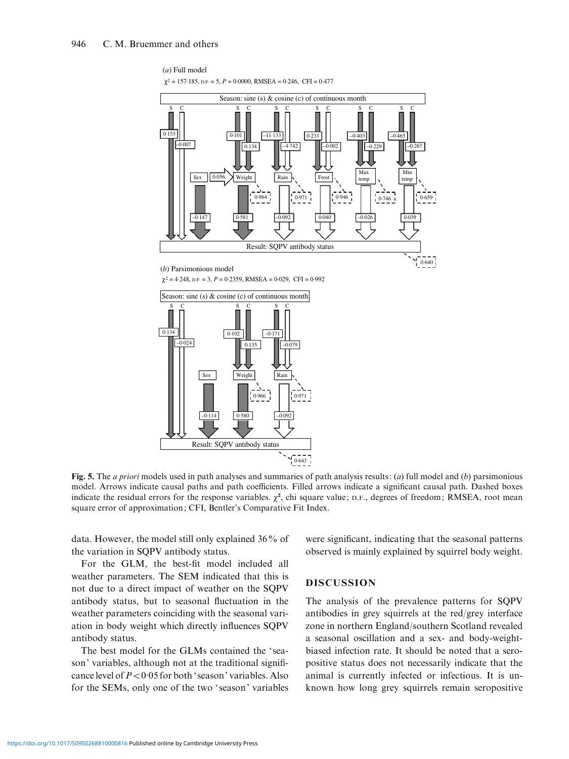(a) Full model

$\chi^2 = 157{\cdot}185$, D.F. = 5, $P = 0{\cdot}0000$, RMSEA = 0·246, CFI = 0·477

(b) Parsimonious model

$\chi^2 = 4{\cdot}248$, D.F. = 3, $P = 0{\cdot}2359$, RMSEA = 0·029, CFI = 0·992

**Fig. 5.** The *a priori* models used in path analyses and summaries of path analysis results: (a) full model and (b) parsimonious model. Arrows indicate causal paths and path coefficients. Filled arrows indicate a significant causal path. Dashed boxes indicate the residual errors for the response variables. $\chi^2$, chi square value; D.F., degrees of freedom; RMSEA, root mean square error of approximation; CFI, Bentler's Comparative Fit Index.

data. However, the model still only explained 36% of the variation in SQPV antibody status.

For the GLM, the best-fit model included all weather parameters. The SEM indicated that this is not due to a direct impact of weather on the SQPV antibody status, but to seasonal fluctuation in the weather parameters coinciding with the seasonal variation in body weight which directly influences SQPV antibody status.

The best model for the GLMs contained the 'season' variables, although not at the traditional significance level of $P<0{\cdot}05$ for both 'season' variables. Also for the SEMs, only one of the two 'season' variables were significant, indicating that the seasonal patterns observed is mainly explained by squirrel body weight.

## DISCUSSION

The analysis of the prevalence patterns for SQPV antibodies in grey squirrels at the red/grey interface zone in northern England/southern Scotland revealed a seasonal oscillation and a sex- and body-weight-biased infection rate. It should be noted that a seropositive status does not necessarily indicate that the animal is currently infected or infectious. It is unknown how long grey squirrels remain seropositive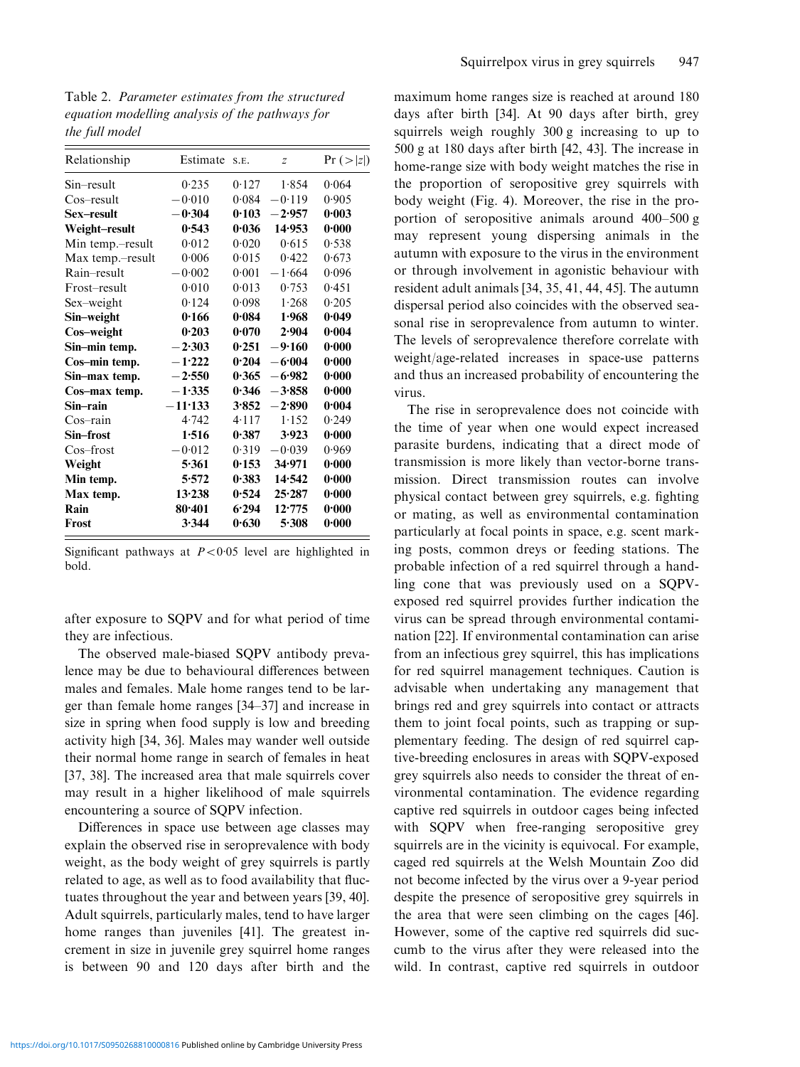Table 2. *Parameter estimates from the structured equation modelling analysis of the pathways for the full model*

| Relationship | Estimate | S.E. | $z$ | Pr (>\|z\|) |
|---|---|---|---|---|
| Sin–result | 0·235 | 0·127 | 1·854 | 0·064 |
| Cos–result | −0·010 | 0·084 | −0·119 | 0·905 |
| **Sex–result** | **−0·304** | **0·103** | **−2·957** | **0·003** |
| **Weight–result** | **0·543** | **0·036** | **14·953** | **0·000** |
| Min temp.–result | 0·012 | 0·020 | 0·615 | 0·538 |
| Max temp.–result | 0·006 | 0·015 | 0·422 | 0·673 |
| Rain–result | −0·002 | 0·001 | −1·664 | 0·096 |
| Frost–result | 0·010 | 0·013 | 0·753 | 0·451 |
| Sex–weight | 0·124 | 0·098 | 1·268 | 0·205 |
| **Sin–weight** | **0·166** | **0·084** | **1·968** | **0·049** |
| **Cos–weight** | **0·203** | **0·070** | **2·904** | **0·004** |
| **Sin–min temp.** | **−2·303** | **0·251** | **−9·160** | **0·000** |
| **Cos–min temp.** | **−1·222** | **0·204** | **−6·004** | **0·000** |
| **Sin–max temp.** | **−2·550** | **0·365** | **−6·982** | **0·000** |
| **Cos–max temp.** | **−1·335** | **0·346** | **−3·858** | **0·000** |
| **Sin–rain** | **−11·133** | **3·852** | **−2·890** | **0·004** |
| Cos–rain | 4·742 | 4·117 | 1·152 | 0·249 |
| **Sin–frost** | **1·516** | **0·387** | **3·923** | **0·000** |
| Cos–frost | −0·012 | 0·319 | −0·039 | 0·969 |
| **Weight** | **5·361** | **0·153** | **34·971** | **0·000** |
| **Min temp.** | **5·572** | **0·383** | **14·542** | **0·000** |
| **Max temp.** | **13·238** | **0·524** | **25·287** | **0·000** |
| **Rain** | **80·401** | **6·294** | **12·775** | **0·000** |
| **Frost** | **3·344** | **0·630** | **5·308** | **0·000** |

Significant pathways at $P<0·05$ level are highlighted in bold.

after exposure to SQPV and for what period of time they are infectious.

The observed male-biased SQPV antibody prevalence may be due to behavioural differences between males and females. Male home ranges tend to be larger than female home ranges [34–37] and increase in size in spring when food supply is low and breeding activity high [34, 36]. Males may wander well outside their normal home range in search of females in heat [37, 38]. The increased area that male squirrels cover may result in a higher likelihood of male squirrels encountering a source of SQPV infection.

Differences in space use between age classes may explain the observed rise in seroprevalence with body weight, as the body weight of grey squirrels is partly related to age, as well as to food availability that fluctuates throughout the year and between years [39, 40]. Adult squirrels, particularly males, tend to have larger home ranges than juveniles [41]. The greatest increment in size in juvenile grey squirrel home ranges is between 90 and 120 days after birth and the maximum home ranges size is reached at around 180 days after birth [34]. At 90 days after birth, grey squirrels weigh roughly 300 g increasing to up to 500 g at 180 days after birth [42, 43]. The increase in home-range size with body weight matches the rise in the proportion of seropositive grey squirrels with body weight (Fig. 4). Moreover, the rise in the proportion of seropositive animals around 400–500 g may represent young dispersing animals in the autumn with exposure to the virus in the environment or through involvement in agonistic behaviour with resident adult animals [34, 35, 41, 44, 45]. The autumn dispersal period also coincides with the observed seasonal rise in seroprevalence from autumn to winter. The levels of seroprevalence therefore correlate with weight/age-related increases in space-use patterns and thus an increased probability of encountering the virus.

The rise in seroprevalence does not coincide with the time of year when one would expect increased parasite burdens, indicating that a direct mode of transmission is more likely than vector-borne transmission. Direct transmission routes can involve physical contact between grey squirrels, e.g. fighting or mating, as well as environmental contamination particularly at focal points in space, e.g. scent marking posts, common dreys or feeding stations. The probable infection of a red squirrel through a handling cone that was previously used on a SQPV-exposed red squirrel provides further indication the virus can be spread through environmental contamination [22]. If environmental contamination can arise from an infectious grey squirrel, this has implications for red squirrel management techniques. Caution is advisable when undertaking any management that brings red and grey squirrels into contact or attracts them to joint focal points, such as trapping or supplementary feeding. The design of red squirrel captive-breeding enclosures in areas with SQPV-exposed grey squirrels also needs to consider the threat of environmental contamination. The evidence regarding captive red squirrels in outdoor cages being infected with SQPV when free-ranging seropositive grey squirrels are in the vicinity is equivocal. For example, caged red squirrels at the Welsh Mountain Zoo did not become infected by the virus over a 9-year period despite the presence of seropositive grey squirrels in the area that were seen climbing on the cages [46]. However, some of the captive red squirrels did succumb to the virus after they were released into the wild. In contrast, captive red squirrels in outdoor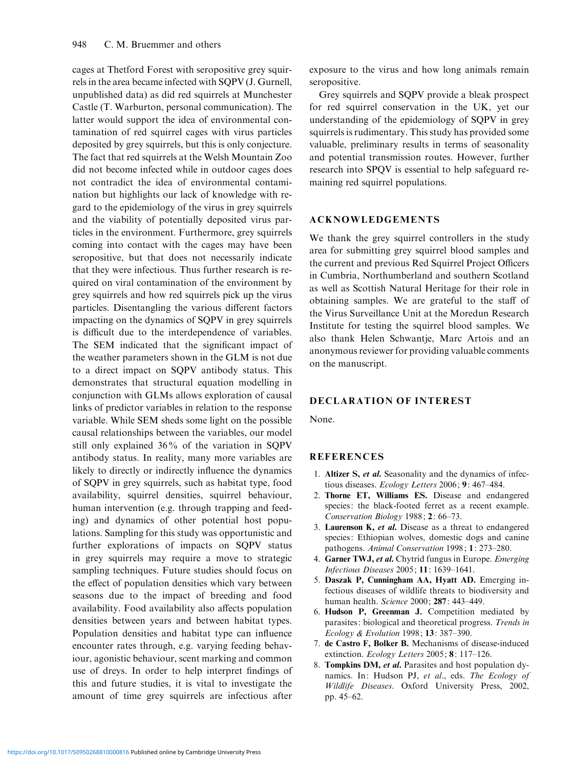cages at Thetford Forest with seropositive grey squirrels in the area became infected with SQPV (J. Gurnell, unpublished data) as did red squirrels at Munchester Castle (T. Warburton, personal communication). The latter would support the idea of environmental contamination of red squirrel cages with virus particles deposited by grey squirrels, but this is only conjecture. The fact that red squirrels at the Welsh Mountain Zoo did not become infected while in outdoor cages does not contradict the idea of environmental contamination but highlights our lack of knowledge with regard to the epidemiology of the virus in grey squirrels and the viability of potentially deposited virus particles in the environment. Furthermore, grey squirrels coming into contact with the cages may have been seropositive, but that does not necessarily indicate that they were infectious. Thus further research is required on viral contamination of the environment by grey squirrels and how red squirrels pick up the virus particles. Disentangling the various different factors impacting on the dynamics of SQPV in grey squirrels is difficult due to the interdependence of variables. The SEM indicated that the significant impact of the weather parameters shown in the GLM is not due to a direct impact on SQPV antibody status. This demonstrates that structural equation modelling in conjunction with GLMs allows exploration of causal links of predictor variables in relation to the response variable. While SEM sheds some light on the possible causal relationships between the variables, our model still only explained 36% of the variation in SQPV antibody status. In reality, many more variables are likely to directly or indirectly influence the dynamics of SQPV in grey squirrels, such as habitat type, food availability, squirrel densities, squirrel behaviour, human intervention (e.g. through trapping and feeding) and dynamics of other potential host populations. Sampling for this study was opportunistic and further explorations of impacts on SQPV status in grey squirrels may require a move to strategic sampling techniques. Future studies should focus on the effect of population densities which vary between seasons due to the impact of breeding and food availability. Food availability also affects population densities between years and between habitat types. Population densities and habitat type can influence encounter rates through, e.g. varying feeding behaviour, agonistic behaviour, scent marking and common use of dreys. In order to help interpret findings of this and future studies, it is vital to investigate the amount of time grey squirrels are infectious after exposure to the virus and how long animals remain seropositive.

Grey squirrels and SQPV provide a bleak prospect for red squirrel conservation in the UK, yet our understanding of the epidemiology of SQPV in grey squirrels is rudimentary. This study has provided some valuable, preliminary results in terms of seasonality and potential transmission routes. However, further research into SPQV is essential to help safeguard remaining red squirrel populations.

## ACKNOWLEDGEMENTS

We thank the grey squirrel controllers in the study area for submitting grey squirrel blood samples and the current and previous Red Squirrel Project Officers in Cumbria, Northumberland and southern Scotland as well as Scottish Natural Heritage for their role in obtaining samples. We are grateful to the staff of the Virus Surveillance Unit at the Moredun Research Institute for testing the squirrel blood samples. We also thank Helen Schwantje, Marc Artois and an anonymous reviewer for providing valuable comments on the manuscript.

## DECLARATION OF INTEREST

None.

## REFERENCES

1. **Altizer S, *et al.*** Seasonality and the dynamics of infectious diseases. *Ecology Letters* 2006; **9**: 467–484.
2. **Thorne ET, Williams ES.** Disease and endangered species: the black-footed ferret as a recent example. *Conservation Biology* 1988; **2**: 66–73.
3. **Laurenson K, *et al.*** Disease as a threat to endangered species: Ethiopian wolves, domestic dogs and canine pathogens. *Animal Conservation* 1998; **1**: 273–280.
4. **Garner TWJ, *et al.*** Chytrid fungus in Europe. *Emerging Infectious Diseases* 2005; **11**: 1639–1641.
5. **Daszak P, Cunningham AA, Hyatt AD.** Emerging infectious diseases of wildlife threats to biodiversity and human health. *Science* 2000; **287**: 443–449.
6. **Hudson P, Greenman J.** Competition mediated by parasites: biological and theoretical progress. *Trends in Ecology & Evolution* 1998; **13**: 387–390.
7. **de Castro F, Bolker B.** Mechanisms of disease-induced extinction. *Ecology Letters* 2005; **8**: 117–126.
8. **Tompkins DM, *et al.*** Parasites and host population dynamics. In: Hudson PJ, *et al.*, eds. *The Ecology of Wildlife Diseases*. Oxford University Press, 2002, pp. 45–62.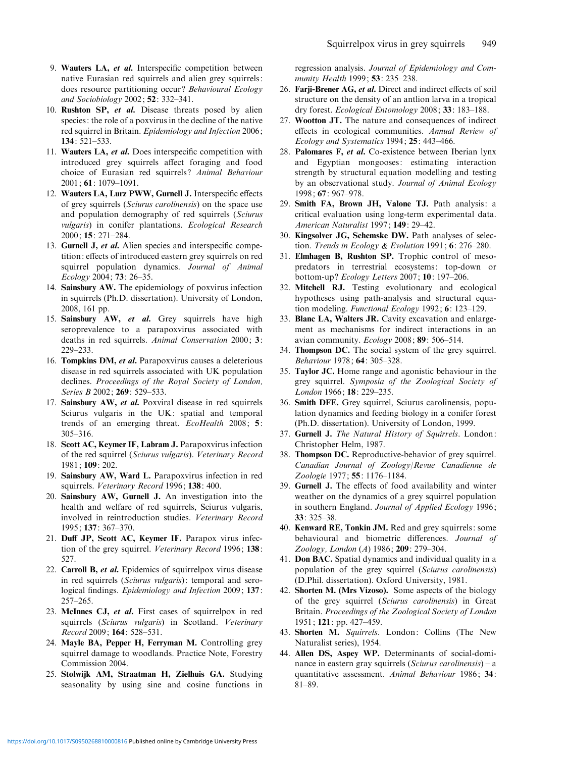9. **Wauters LA, *et al.*** Interspecific competition between native Eurasian red squirrels and alien grey squirrels: does resource partitioning occur? *Behavioural Ecology and Sociobiology* 2002; **52**: 332–341.
10. **Rushton SP, *et al.*** Disease threats posed by alien species: the role of a poxvirus in the decline of the native red squirrel in Britain. *Epidemiology and Infection* 2006; **134**: 521–533.
11. **Wauters LA, *et al.*** Does interspecific competition with introduced grey squirrels affect foraging and food choice of Eurasian red squirrels? *Animal Behaviour* 2001; **61**: 1079–1091.
12. **Wauters LA, Lurz PWW, Gurnell J.** Interspecific effects of grey squirrels (*Sciurus carolinensis*) on the space use and population demography of red squirrels (*Sciurus vulgaris*) in conifer plantations. *Ecological Research* 2000; **15**: 271–284.
13. **Gurnell J, *et al.*** Alien species and interspecific competition: effects of introduced eastern grey squirrels on red squirrel population dynamics. *Journal of Animal Ecology* 2004; **73**: 26–35.
14. **Sainsbury AW.** The epidemiology of poxvirus infection in squirrels (Ph.D. dissertation). University of London, 2008, 161 pp.
15. **Sainsbury AW, *et al.*** Grey squirrels have high seroprevalence to a parapoxvirus associated with deaths in red squirrels. *Animal Conservation* 2000; **3**: 229–233.
16. **Tompkins DM, *et al.*** Parapoxvirus causes a deleterious disease in red squirrels associated with UK population declines. *Proceedings of the Royal Society of London, Series B* 2002; **269**: 529–533.
17. **Sainsbury AW, *et al.*** Poxviral disease in red squirrels Sciurus vulgaris in the UK: spatial and temporal trends of an emerging threat. *EcoHealth* 2008; **5**: 305–316.
18. **Scott AC, Keymer IF, Labram J.** Parapoxvirus infection of the red squirrel (*Sciurus vulgaris*). *Veterinary Record* 1981; **109**: 202.
19. **Sainsbury AW, Ward L.** Parapoxvirus infection in red squirrels. *Veterinary Record* 1996; **138**: 400.
20. **Sainsbury AW, Gurnell J.** An investigation into the health and welfare of red squirrels, Sciurus vulgaris, involved in reintroduction studies. *Veterinary Record* 1995; **137**: 367–370.
21. **Duff JP, Scott AC, Keymer IF.** Parapox virus infection of the grey squirrel. *Veterinary Record* 1996; **138**: 527.
22. **Carroll B, *et al.*** Epidemics of squirrelpox virus disease in red squirrels (*Sciurus vulgaris*): temporal and serological findings. *Epidemiology and Infection* 2009; **137**: 257–265.
23. **McInnes CJ, *et al.*** First cases of squirrelpox in red squirrels (*Sciurus vulgaris*) in Scotland. *Veterinary Record* 2009; **164**: 528–531.
24. **Mayle BA, Pepper H, Ferryman M.** Controlling grey squirrel damage to woodlands. Practice Note, Forestry Commission 2004.
25. **Stolwijk AM, Straatman H, Zielhuis GA.** Studying seasonality by using sine and cosine functions in regression analysis. *Journal of Epidemiology and Community Health* 1999; **53**: 235–238.
26. **Farji-Brener AG, *et al.*** Direct and indirect effects of soil structure on the density of an antlion larva in a tropical dry forest. *Ecological Entomology* 2008; **33**: 183–188.
27. **Wootton JT.** The nature and consequences of indirect effects in ecological communities. *Annual Review of Ecology and Systematics* 1994; **25**: 443–466.
28. **Palomares F, *et al.*** Co-existence between Iberian lynx and Egyptian mongooses: estimating interaction strength by structural equation modelling and testing by an observational study. *Journal of Animal Ecology* 1998; **67**: 967–978.
29. **Smith FA, Brown JH, Valone TJ.** Path analysis: a critical evaluation using long-term experimental data. *American Naturalist* 1997; **149**: 29–42.
30. **Kingsolver JG, Schemske DW.** Path analyses of selection. *Trends in Ecology & Evolution* 1991; **6**: 276–280.
31. **Elmhagen B, Rushton SP.** Trophic control of mesopredators in terrestrial ecosystems: top-down or bottom-up? *Ecology Letters* 2007; **10**: 197–206.
32. **Mitchell RJ.** Testing evolutionary and ecological hypotheses using path-analysis and structural equation modeling. *Functional Ecology* 1992; **6**: 123–129.
33. **Blanc LA, Walters JR.** Cavity excavation and enlargement as mechanisms for indirect interactions in an avian community. *Ecology* 2008; **89**: 506–514.
34. **Thompson DC.** The social system of the grey squirrel. *Behaviour* 1978; **64**: 305–328.
35. **Taylor JC.** Home range and agonistic behaviour in the grey squirrel. *Symposia of the Zoological Society of London* 1966; **18**: 229–235.
36. **Smith DFE.** Grey squirrel, Sciurus carolinensis, population dynamics and feeding biology in a conifer forest (Ph.D. dissertation). University of London, 1999.
37. **Gurnell J.** *The Natural History of Squirrels*. London: Christopher Helm, 1987.
38. **Thompson DC.** Reproductive-behavior of grey squirrel. *Canadian Journal of Zoology/Revue Canadienne de Zoologie* 1977; **55**: 1176–1184.
39. **Gurnell J.** The effects of food availability and winter weather on the dynamics of a grey squirrel population in southern England. *Journal of Applied Ecology* 1996; **33**: 325–38.
40. **Kenward RE, Tonkin JM.** Red and grey squirrels: some behavioural and biometric differences. *Journal of Zoology, London (A)* 1986; **209**: 279–304.
41. **Don BAC.** Spatial dynamics and individual quality in a population of the grey squirrel (*Sciurus carolinensis*) (D.Phil. dissertation). Oxford University, 1981.
42. **Shorten M. (Mrs Vizoso).** Some aspects of the biology of the grey squirrel (*Sciurus carolinensis*) in Great Britain. *Proceedings of the Zoological Society of London* 1951; **121**: pp. 427–459.
43. **Shorten M.** *Squirrels*. London: Collins (The New Naturalist series), 1954.
44. **Allen DS, Aspey WP.** Determinants of social-dominance in eastern gray squirrels (*Sciurus carolinensis*) – a quantitative assessment. *Animal Behaviour* 1986; **34**: 81–89.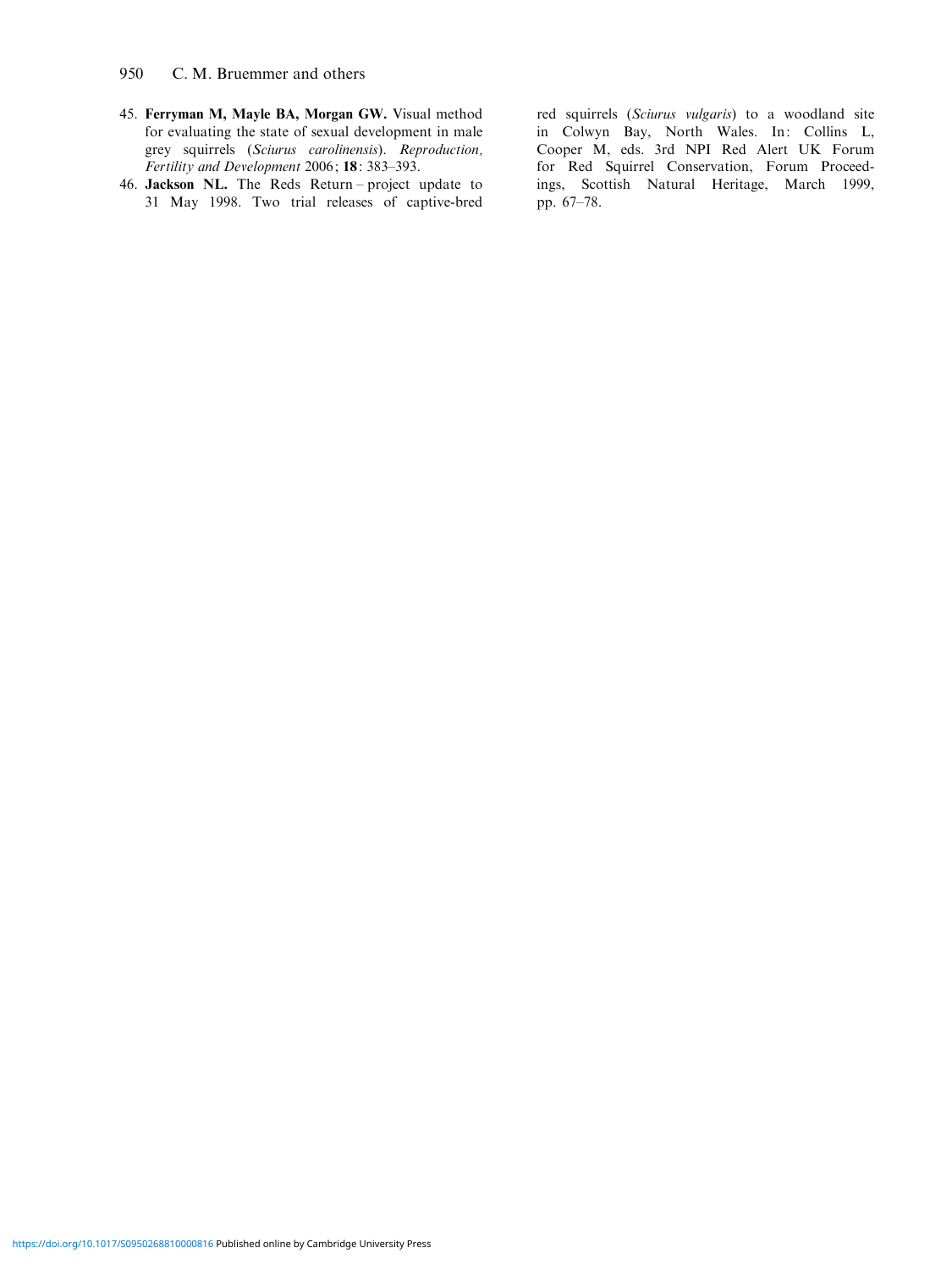45. **Ferryman M, Mayle BA, Morgan GW.** Visual method for evaluating the state of sexual development in male grey squirrels (*Sciurus carolinensis*). *Reproduction, Fertility and Development* 2006; **18**: 383–393.
46. **Jackson NL.** The Reds Return – project update to 31 May 1998. Two trial releases of captive-bred red squirrels (*Sciurus vulgaris*) to a woodland site in Colwyn Bay, North Wales. In: Collins L, Cooper M, eds. 3rd NPI Red Alert UK Forum for Red Squirrel Conservation, Forum Proceedings, Scottish Natural Heritage, March 1999, pp. 67–78.